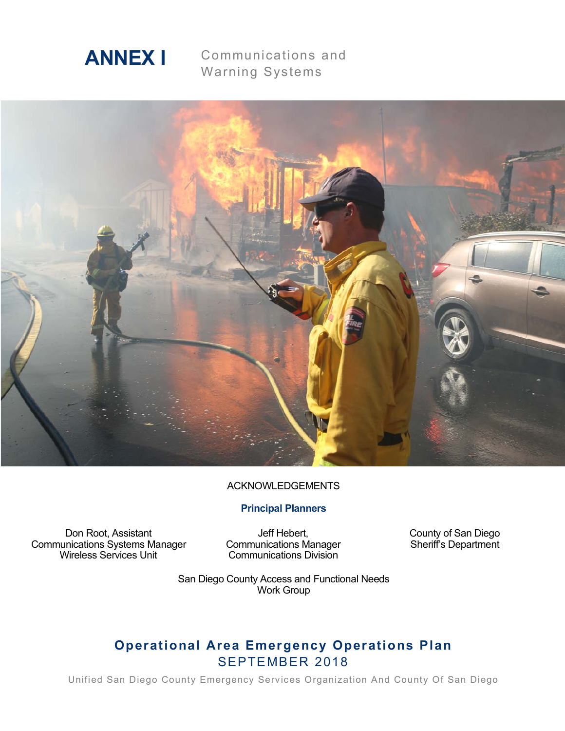# ANNEX I

Communications and Warning Systems

ACKNOWLEDGEMENTS

**Principal Planners**

Don Root, Assistant
Communications Systems Manager
Wireless Services Unit

Jeff Hebert,
Communications Manager
Communications Division

County of San Diego
Sheriff's Department

San Diego County Access and Functional Needs
Work Group

## Operational Area Emergency Operations Plan

SEPTEMBER 2018

Unified San Diego County Emergency Services Organization And County Of San Diego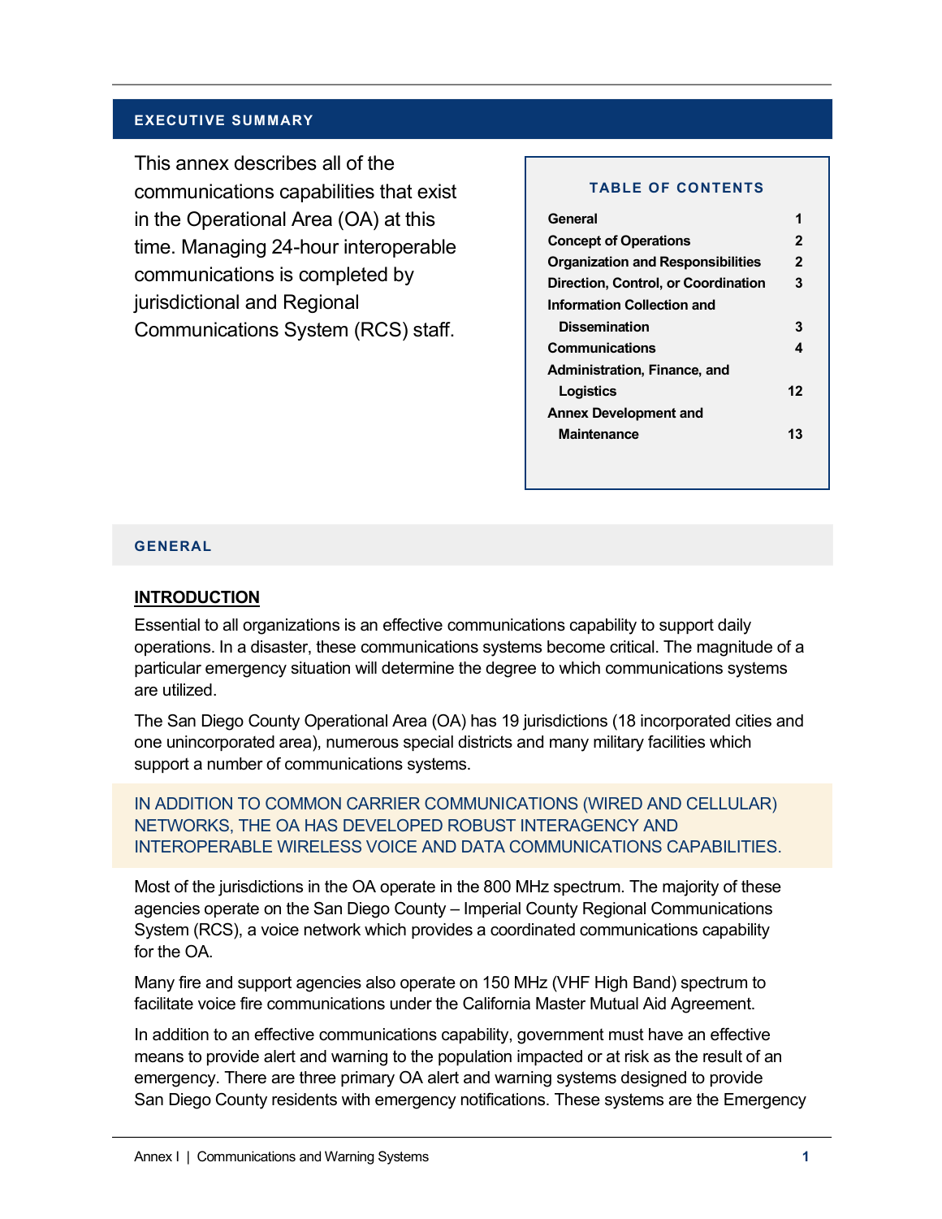## EXECUTIVE SUMMARY

This annex describes all of the communications capabilities that exist in the Operational Area (OA) at this time. Managing 24-hour interoperable communications is completed by jurisdictional and Regional Communications System (RCS) staff.

**TABLE OF CONTENTS**

| | |
|---|---|
| General | 1 |
| Concept of Operations | 2 |
| Organization and Responsibilities | 2 |
| Direction, Control, or Coordination | 3 |
| Information Collection and Dissemination | 3 |
| Communications | 4 |
| Administration, Finance, and Logistics | 12 |
| Annex Development and Maintenance | 13 |

## GENERAL

### INTRODUCTION

Essential to all organizations is an effective communications capability to support daily operations. In a disaster, these communications systems become critical. The magnitude of a particular emergency situation will determine the degree to which communications systems are utilized.

The San Diego County Operational Area (OA) has 19 jurisdictions (18 incorporated cities and one unincorporated area), numerous special districts and many military facilities which support a number of communications systems.

IN ADDITION TO COMMON CARRIER COMMUNICATIONS (WIRED AND CELLULAR) NETWORKS, THE OA HAS DEVELOPED ROBUST INTERAGENCY AND INTEROPERABLE WIRELESS VOICE AND DATA COMMUNICATIONS CAPABILITIES.

Most of the jurisdictions in the OA operate in the 800 MHz spectrum. The majority of these agencies operate on the San Diego County – Imperial County Regional Communications System (RCS), a voice network which provides a coordinated communications capability for the OA.

Many fire and support agencies also operate on 150 MHz (VHF High Band) spectrum to facilitate voice fire communications under the California Master Mutual Aid Agreement.

In addition to an effective communications capability, government must have an effective means to provide alert and warning to the population impacted or at risk as the result of an emergency. There are three primary OA alert and warning systems designed to provide San Diego County residents with emergency notifications. These systems are the Emergency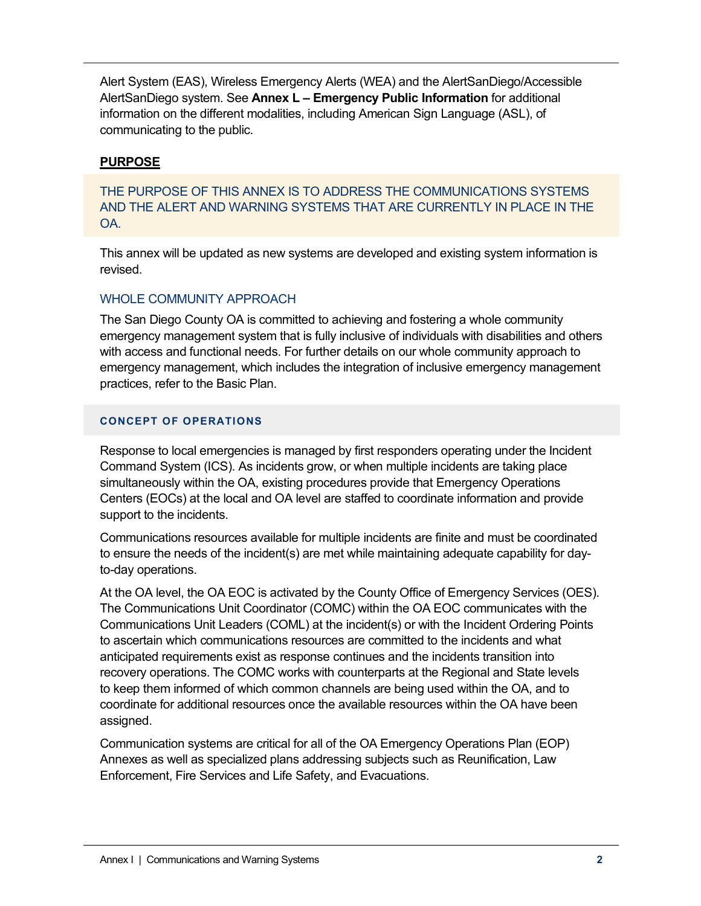Alert System (EAS), Wireless Emergency Alerts (WEA) and the AlertSanDiego/Accessible AlertSanDiego system. See **Annex L – Emergency Public Information** for additional information on the different modalities, including American Sign Language (ASL), of communicating to the public.

## PURPOSE

THE PURPOSE OF THIS ANNEX IS TO ADDRESS THE COMMUNICATIONS SYSTEMS AND THE ALERT AND WARNING SYSTEMS THAT ARE CURRENTLY IN PLACE IN THE OA.

This annex will be updated as new systems are developed and existing system information is revised.

### WHOLE COMMUNITY APPROACH

The San Diego County OA is committed to achieving and fostering a whole community emergency management system that is fully inclusive of individuals with disabilities and others with access and functional needs. For further details on our whole community approach to emergency management, which includes the integration of inclusive emergency management practices, refer to the Basic Plan.

## CONCEPT OF OPERATIONS

Response to local emergencies is managed by first responders operating under the Incident Command System (ICS). As incidents grow, or when multiple incidents are taking place simultaneously within the OA, existing procedures provide that Emergency Operations Centers (EOCs) at the local and OA level are staffed to coordinate information and provide support to the incidents.

Communications resources available for multiple incidents are finite and must be coordinated to ensure the needs of the incident(s) are met while maintaining adequate capability for day-to-day operations.

At the OA level, the OA EOC is activated by the County Office of Emergency Services (OES). The Communications Unit Coordinator (COMC) within the OA EOC communicates with the Communications Unit Leaders (COML) at the incident(s) or with the Incident Ordering Points to ascertain which communications resources are committed to the incidents and what anticipated requirements exist as response continues and the incidents transition into recovery operations. The COMC works with counterparts at the Regional and State levels to keep them informed of which common channels are being used within the OA, and to coordinate for additional resources once the available resources within the OA have been assigned.

Communication systems are critical for all of the OA Emergency Operations Plan (EOP) Annexes as well as specialized plans addressing subjects such as Reunification, Law Enforcement, Fire Services and Life Safety, and Evacuations.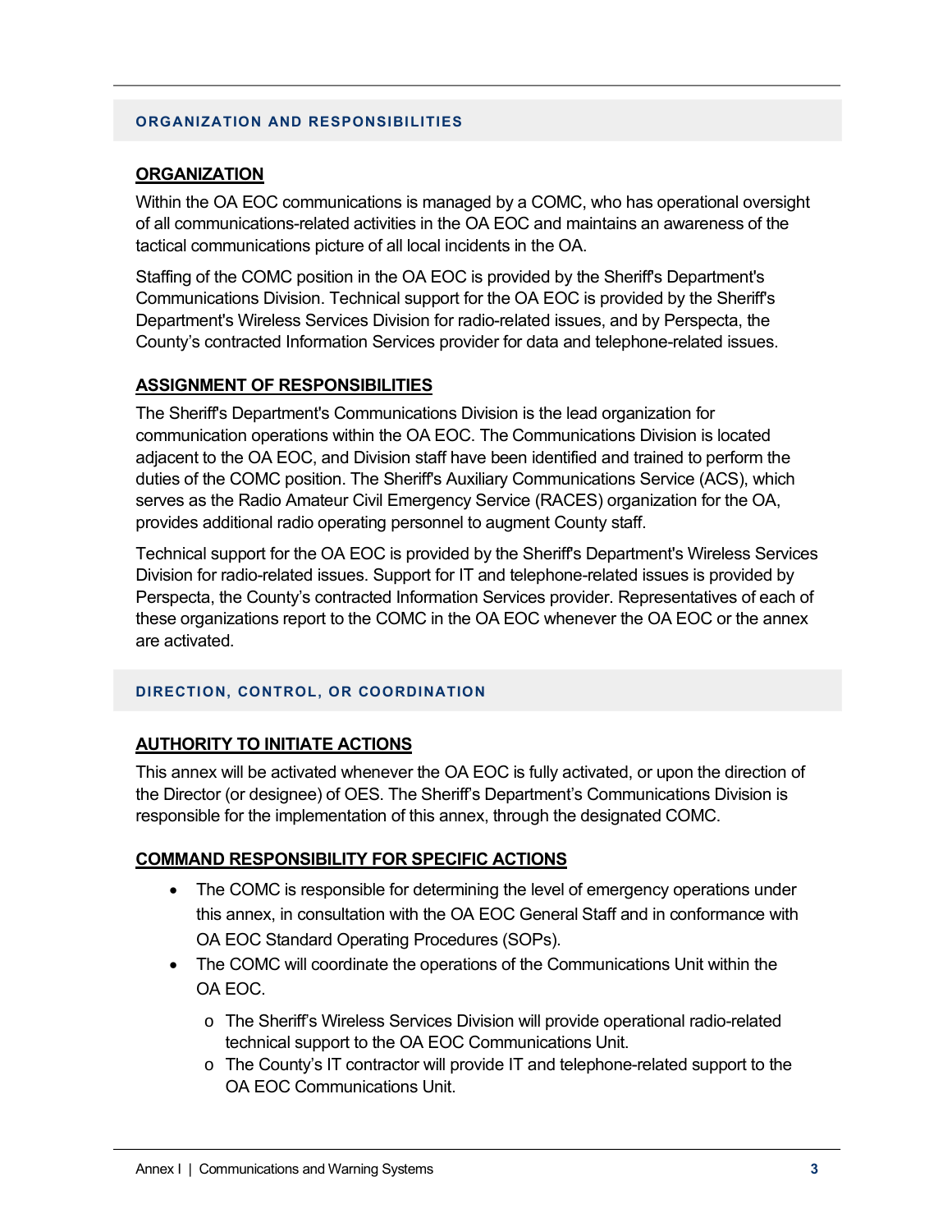## ORGANIZATION AND RESPONSIBILITIES

### ORGANIZATION

Within the OA EOC communications is managed by a COMC, who has operational oversight of all communications-related activities in the OA EOC and maintains an awareness of the tactical communications picture of all local incidents in the OA.

Staffing of the COMC position in the OA EOC is provided by the Sheriff's Department's Communications Division. Technical support for the OA EOC is provided by the Sheriff's Department's Wireless Services Division for radio-related issues, and by Perspecta, the County's contracted Information Services provider for data and telephone-related issues.

### ASSIGNMENT OF RESPONSIBILITIES

The Sheriff's Department's Communications Division is the lead organization for communication operations within the OA EOC. The Communications Division is located adjacent to the OA EOC, and Division staff have been identified and trained to perform the duties of the COMC position. The Sheriff's Auxiliary Communications Service (ACS), which serves as the Radio Amateur Civil Emergency Service (RACES) organization for the OA, provides additional radio operating personnel to augment County staff.

Technical support for the OA EOC is provided by the Sheriff's Department's Wireless Services Division for radio-related issues. Support for IT and telephone-related issues is provided by Perspecta, the County's contracted Information Services provider. Representatives of each of these organizations report to the COMC in the OA EOC whenever the OA EOC or the annex are activated.

## DIRECTION, CONTROL, OR COORDINATION

### AUTHORITY TO INITIATE ACTIONS

This annex will be activated whenever the OA EOC is fully activated, or upon the direction of the Director (or designee) of OES. The Sheriff's Department's Communications Division is responsible for the implementation of this annex, through the designated COMC.

### COMMAND RESPONSIBILITY FOR SPECIFIC ACTIONS

- The COMC is responsible for determining the level of emergency operations under this annex, in consultation with the OA EOC General Staff and in conformance with OA EOC Standard Operating Procedures (SOPs).
- The COMC will coordinate the operations of the Communications Unit within the OA EOC.
  - The Sheriff's Wireless Services Division will provide operational radio-related technical support to the OA EOC Communications Unit.
  - The County's IT contractor will provide IT and telephone-related support to the OA EOC Communications Unit.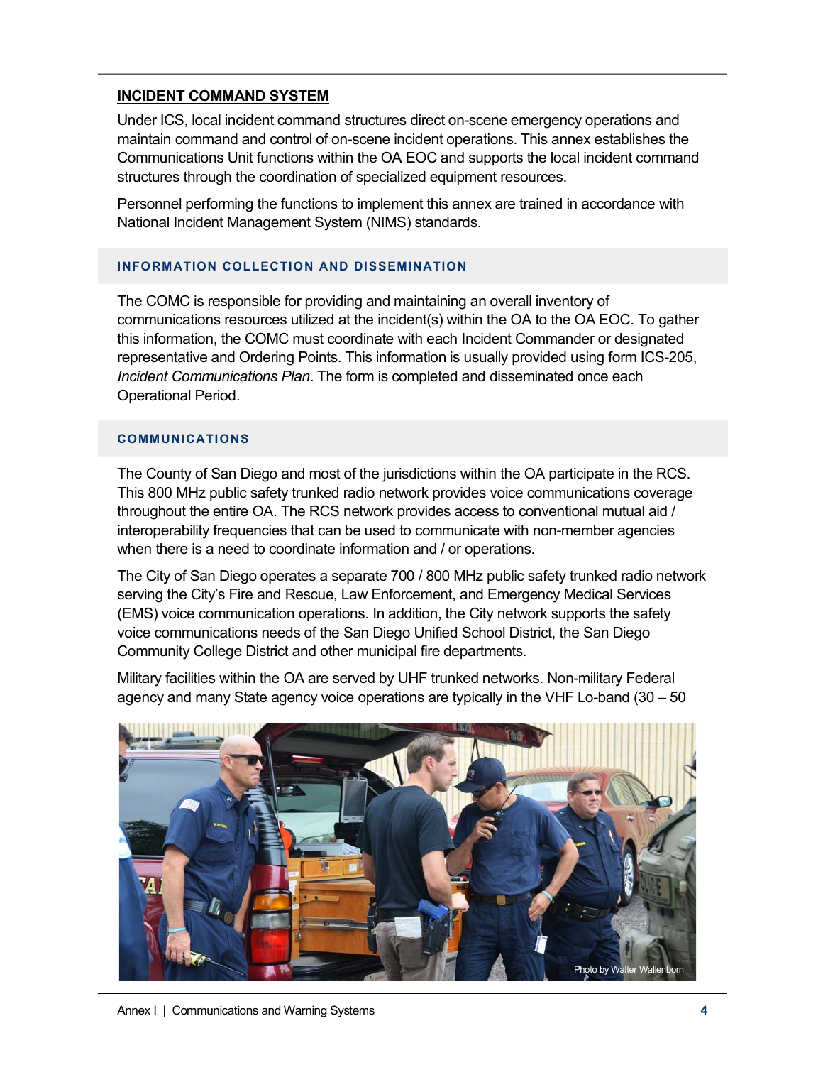## INCIDENT COMMAND SYSTEM

Under ICS, local incident command structures direct on-scene emergency operations and maintain command and control of on-scene incident operations. This annex establishes the Communications Unit functions within the OA EOC and supports the local incident command structures through the coordination of specialized equipment resources.

Personnel performing the functions to implement this annex are trained in accordance with National Incident Management System (NIMS) standards.

### INFORMATION COLLECTION AND DISSEMINATION

The COMC is responsible for providing and maintaining an overall inventory of communications resources utilized at the incident(s) within the OA to the OA EOC. To gather this information, the COMC must coordinate with each Incident Commander or designated representative and Ordering Points. This information is usually provided using form ICS-205, *Incident Communications Plan*. The form is completed and disseminated once each Operational Period.

### COMMUNICATIONS

The County of San Diego and most of the jurisdictions within the OA participate in the RCS. This 800 MHz public safety trunked radio network provides voice communications coverage throughout the entire OA. The RCS network provides access to conventional mutual aid / interoperability frequencies that can be used to communicate with non-member agencies when there is a need to coordinate information and / or operations.

The City of San Diego operates a separate 700 / 800 MHz public safety trunked radio network serving the City's Fire and Rescue, Law Enforcement, and Emergency Medical Services (EMS) voice communication operations. In addition, the City network supports the safety voice communications needs of the San Diego Unified School District, the San Diego Community College District and other municipal fire departments.

Military facilities within the OA are served by UHF trunked networks. Non-military Federal agency and many State agency voice operations are typically in the VHF Lo-band (30 – 50

Photo by Walter Wallenborn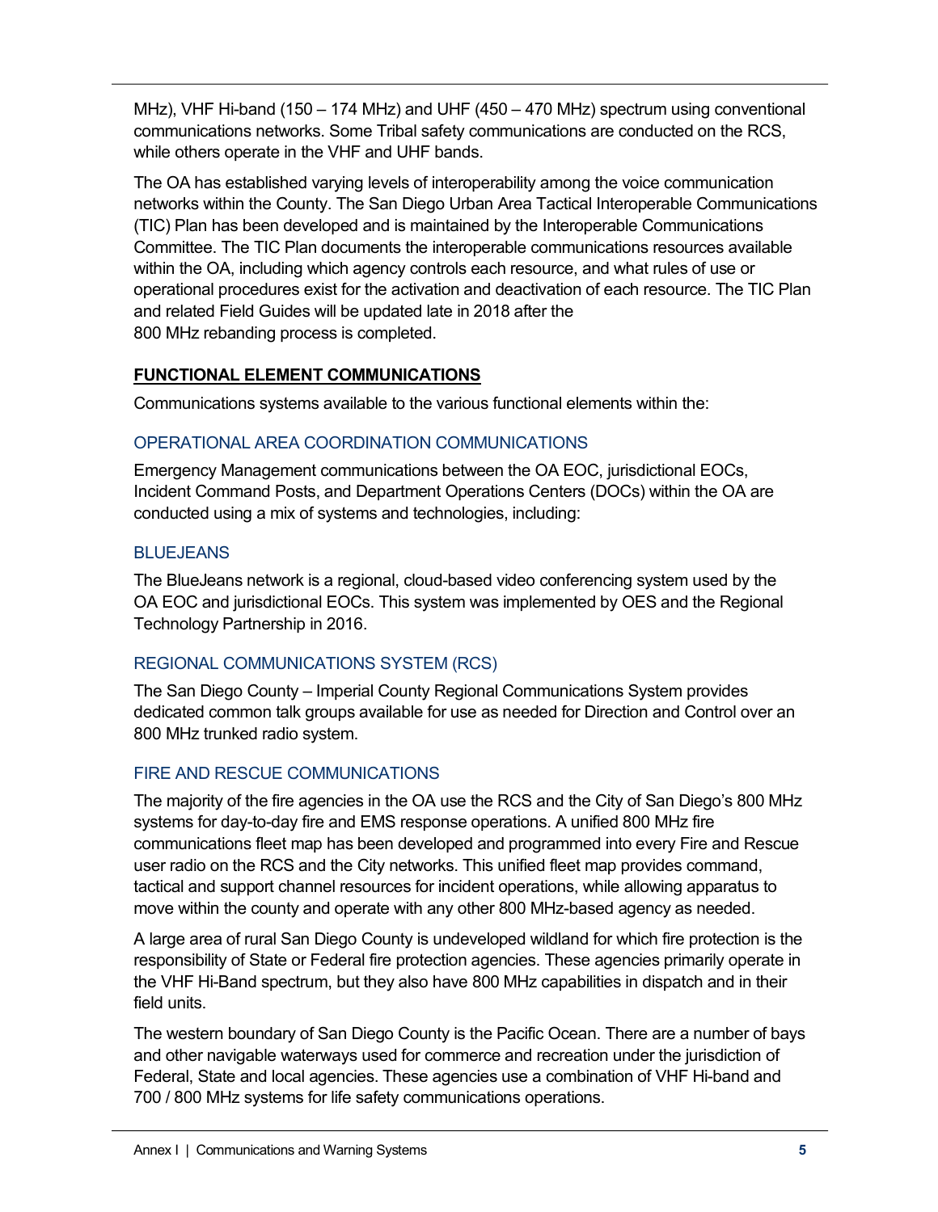MHz), VHF Hi-band (150 – 174 MHz) and UHF (450 – 470 MHz) spectrum using conventional communications networks. Some Tribal safety communications are conducted on the RCS, while others operate in the VHF and UHF bands.

The OA has established varying levels of interoperability among the voice communication networks within the County. The San Diego Urban Area Tactical Interoperable Communications (TIC) Plan has been developed and is maintained by the Interoperable Communications Committee. The TIC Plan documents the interoperable communications resources available within the OA, including which agency controls each resource, and what rules of use or operational procedures exist for the activation and deactivation of each resource. The TIC Plan and related Field Guides will be updated late in 2018 after the 800 MHz rebanding process is completed.

## FUNCTIONAL ELEMENT COMMUNICATIONS

Communications systems available to the various functional elements within the:

### OPERATIONAL AREA COORDINATION COMMUNICATIONS

Emergency Management communications between the OA EOC, jurisdictional EOCs, Incident Command Posts, and Department Operations Centers (DOCs) within the OA are conducted using a mix of systems and technologies, including:

### BLUEJEANS

The BlueJeans network is a regional, cloud-based video conferencing system used by the OA EOC and jurisdictional EOCs. This system was implemented by OES and the Regional Technology Partnership in 2016.

### REGIONAL COMMUNICATIONS SYSTEM (RCS)

The San Diego County – Imperial County Regional Communications System provides dedicated common talk groups available for use as needed for Direction and Control over an 800 MHz trunked radio system.

### FIRE AND RESCUE COMMUNICATIONS

The majority of the fire agencies in the OA use the RCS and the City of San Diego's 800 MHz systems for day-to-day fire and EMS response operations. A unified 800 MHz fire communications fleet map has been developed and programmed into every Fire and Rescue user radio on the RCS and the City networks. This unified fleet map provides command, tactical and support channel resources for incident operations, while allowing apparatus to move within the county and operate with any other 800 MHz-based agency as needed.

A large area of rural San Diego County is undeveloped wildland for which fire protection is the responsibility of State or Federal fire protection agencies. These agencies primarily operate in the VHF Hi-Band spectrum, but they also have 800 MHz capabilities in dispatch and in their field units.

The western boundary of San Diego County is the Pacific Ocean. There are a number of bays and other navigable waterways used for commerce and recreation under the jurisdiction of Federal, State and local agencies. These agencies use a combination of VHF Hi-band and 700 / 800 MHz systems for life safety communications operations.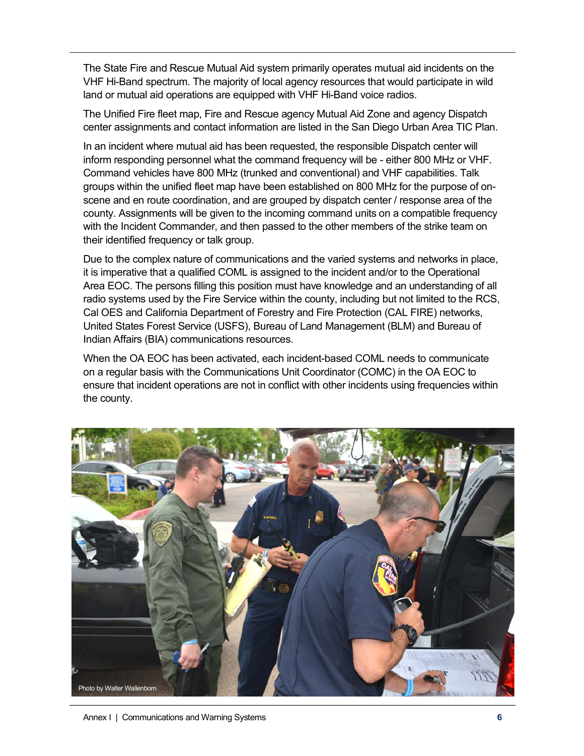The State Fire and Rescue Mutual Aid system primarily operates mutual aid incidents on the VHF Hi-Band spectrum. The majority of local agency resources that would participate in wild land or mutual aid operations are equipped with VHF Hi-Band voice radios.

The Unified Fire fleet map, Fire and Rescue agency Mutual Aid Zone and agency Dispatch center assignments and contact information are listed in the San Diego Urban Area TIC Plan.

In an incident where mutual aid has been requested, the responsible Dispatch center will inform responding personnel what the command frequency will be - either 800 MHz or VHF. Command vehicles have 800 MHz (trunked and conventional) and VHF capabilities. Talk groups within the unified fleet map have been established on 800 MHz for the purpose of on-scene and en route coordination, and are grouped by dispatch center / response area of the county. Assignments will be given to the incoming command units on a compatible frequency with the Incident Commander, and then passed to the other members of the strike team on their identified frequency or talk group.

Due to the complex nature of communications and the varied systems and networks in place, it is imperative that a qualified COML is assigned to the incident and/or to the Operational Area EOC. The persons filling this position must have knowledge and an understanding of all radio systems used by the Fire Service within the county, including but not limited to the RCS, Cal OES and California Department of Forestry and Fire Protection (CAL FIRE) networks, United States Forest Service (USFS), Bureau of Land Management (BLM) and Bureau of Indian Affairs (BIA) communications resources.

When the OA EOC has been activated, each incident-based COML needs to communicate on a regular basis with the Communications Unit Coordinator (COMC) in the OA EOC to ensure that incident operations are not in conflict with other incidents using frequencies within the county.

Photo by Walter Wallenborn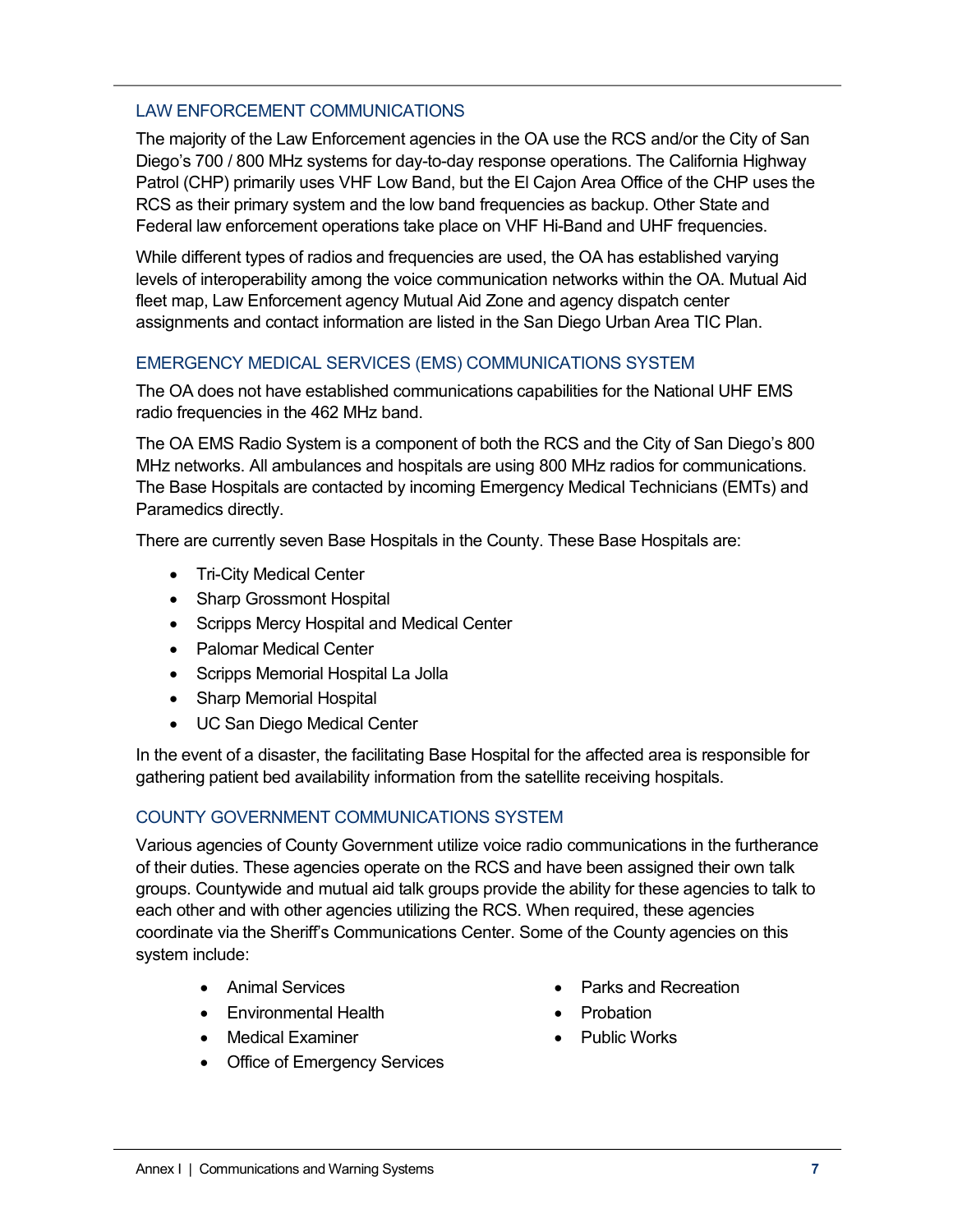### LAW ENFORCEMENT COMMUNICATIONS

The majority of the Law Enforcement agencies in the OA use the RCS and/or the City of San Diego's 700 / 800 MHz systems for day-to-day response operations. The California Highway Patrol (CHP) primarily uses VHF Low Band, but the El Cajon Area Office of the CHP uses the RCS as their primary system and the low band frequencies as backup. Other State and Federal law enforcement operations take place on VHF Hi-Band and UHF frequencies.

While different types of radios and frequencies are used, the OA has established varying levels of interoperability among the voice communication networks within the OA. Mutual Aid fleet map, Law Enforcement agency Mutual Aid Zone and agency dispatch center assignments and contact information are listed in the San Diego Urban Area TIC Plan.

### EMERGENCY MEDICAL SERVICES (EMS) COMMUNICATIONS SYSTEM

The OA does not have established communications capabilities for the National UHF EMS radio frequencies in the 462 MHz band.

The OA EMS Radio System is a component of both the RCS and the City of San Diego's 800 MHz networks. All ambulances and hospitals are using 800 MHz radios for communications. The Base Hospitals are contacted by incoming Emergency Medical Technicians (EMTs) and Paramedics directly.

There are currently seven Base Hospitals in the County. These Base Hospitals are:

- Tri-City Medical Center
- Sharp Grossmont Hospital
- Scripps Mercy Hospital and Medical Center
- Palomar Medical Center
- Scripps Memorial Hospital La Jolla
- Sharp Memorial Hospital
- UC San Diego Medical Center

In the event of a disaster, the facilitating Base Hospital for the affected area is responsible for gathering patient bed availability information from the satellite receiving hospitals.

### COUNTY GOVERNMENT COMMUNICATIONS SYSTEM

Various agencies of County Government utilize voice radio communications in the furtherance of their duties. These agencies operate on the RCS and have been assigned their own talk groups. Countywide and mutual aid talk groups provide the ability for these agencies to talk to each other and with other agencies utilizing the RCS. When required, these agencies coordinate via the Sheriff's Communications Center. Some of the County agencies on this system include:

- Animal Services
- Environmental Health
- Medical Examiner
- Office of Emergency Services
- Parks and Recreation
- Probation
- Public Works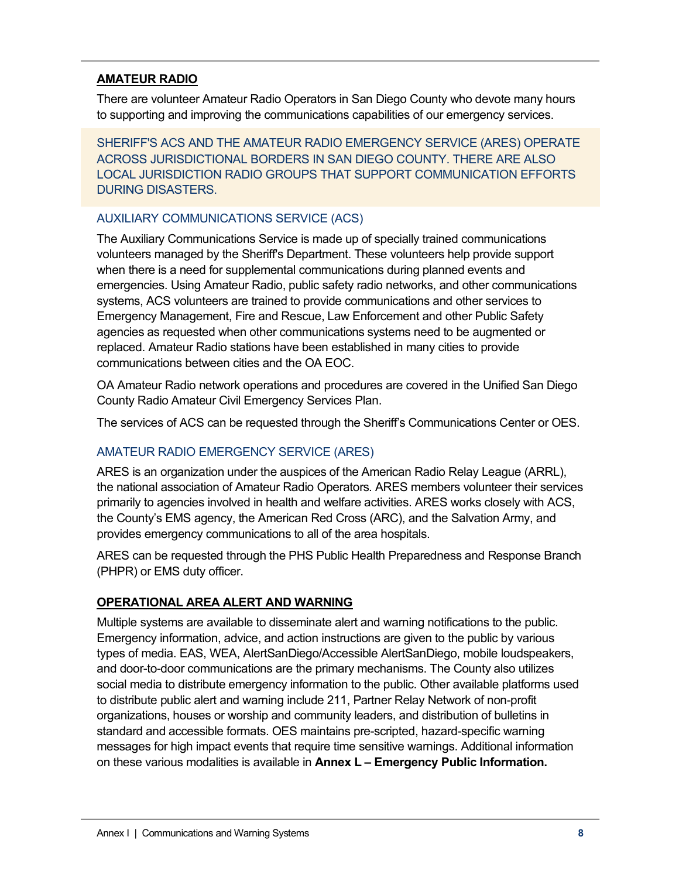## AMATEUR RADIO

There are volunteer Amateur Radio Operators in San Diego County who devote many hours to supporting and improving the communications capabilities of our emergency services.

SHERIFF'S ACS AND THE AMATEUR RADIO EMERGENCY SERVICE (ARES) OPERATE ACROSS JURISDICTIONAL BORDERS IN SAN DIEGO COUNTY. THERE ARE ALSO LOCAL JURISDICTION RADIO GROUPS THAT SUPPORT COMMUNICATION EFFORTS DURING DISASTERS.

### AUXILIARY COMMUNICATIONS SERVICE (ACS)

The Auxiliary Communications Service is made up of specially trained communications volunteers managed by the Sheriff's Department. These volunteers help provide support when there is a need for supplemental communications during planned events and emergencies. Using Amateur Radio, public safety radio networks, and other communications systems, ACS volunteers are trained to provide communications and other services to Emergency Management, Fire and Rescue, Law Enforcement and other Public Safety agencies as requested when other communications systems need to be augmented or replaced. Amateur Radio stations have been established in many cities to provide communications between cities and the OA EOC.

OA Amateur Radio network operations and procedures are covered in the Unified San Diego County Radio Amateur Civil Emergency Services Plan.

The services of ACS can be requested through the Sheriff's Communications Center or OES.

### AMATEUR RADIO EMERGENCY SERVICE (ARES)

ARES is an organization under the auspices of the American Radio Relay League (ARRL), the national association of Amateur Radio Operators. ARES members volunteer their services primarily to agencies involved in health and welfare activities. ARES works closely with ACS, the County's EMS agency, the American Red Cross (ARC), and the Salvation Army, and provides emergency communications to all of the area hospitals.

ARES can be requested through the PHS Public Health Preparedness and Response Branch (PHPR) or EMS duty officer.

## OPERATIONAL AREA ALERT AND WARNING

Multiple systems are available to disseminate alert and warning notifications to the public. Emergency information, advice, and action instructions are given to the public by various types of media. EAS, WEA, AlertSanDiego/Accessible AlertSanDiego, mobile loudspeakers, and door-to-door communications are the primary mechanisms. The County also utilizes social media to distribute emergency information to the public. Other available platforms used to distribute public alert and warning include 211, Partner Relay Network of non-profit organizations, houses or worship and community leaders, and distribution of bulletins in standard and accessible formats. OES maintains pre-scripted, hazard-specific warning messages for high impact events that require time sensitive warnings. Additional information on these various modalities is available in **Annex L – Emergency Public Information.**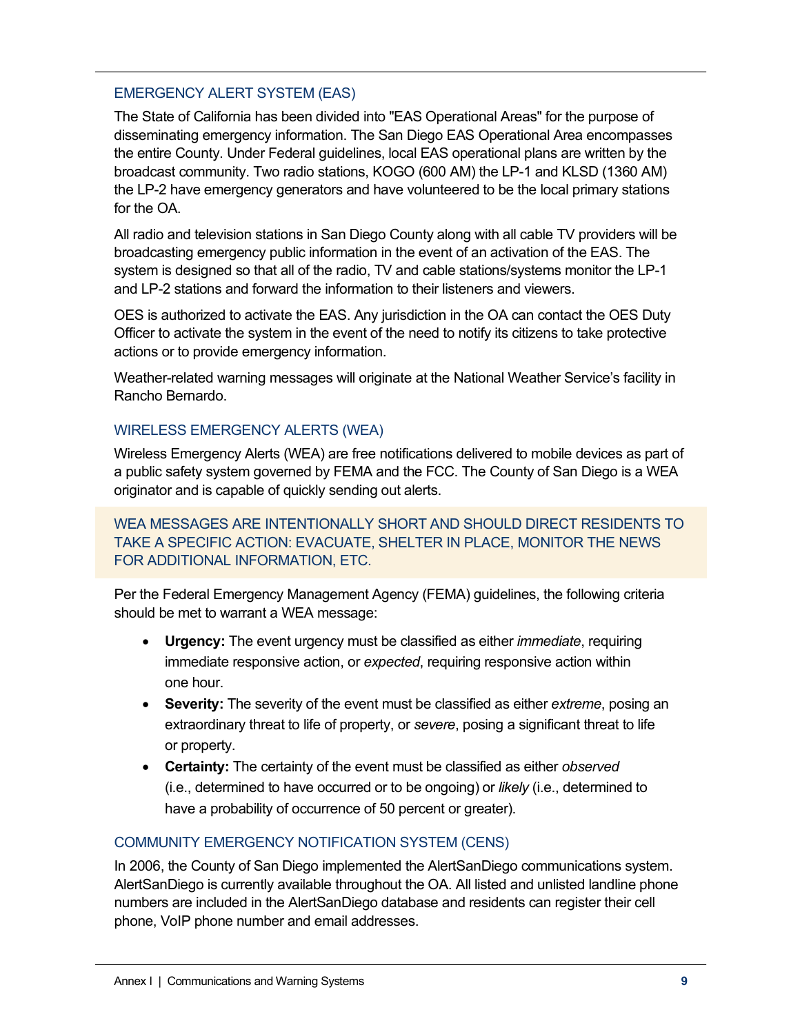## EMERGENCY ALERT SYSTEM (EAS)

The State of California has been divided into "EAS Operational Areas" for the purpose of disseminating emergency information. The San Diego EAS Operational Area encompasses the entire County. Under Federal guidelines, local EAS operational plans are written by the broadcast community. Two radio stations, KOGO (600 AM) the LP-1 and KLSD (1360 AM) the LP-2 have emergency generators and have volunteered to be the local primary stations for the OA.

All radio and television stations in San Diego County along with all cable TV providers will be broadcasting emergency public information in the event of an activation of the EAS. The system is designed so that all of the radio, TV and cable stations/systems monitor the LP-1 and LP-2 stations and forward the information to their listeners and viewers.

OES is authorized to activate the EAS. Any jurisdiction in the OA can contact the OES Duty Officer to activate the system in the event of the need to notify its citizens to take protective actions or to provide emergency information.

Weather-related warning messages will originate at the National Weather Service's facility in Rancho Bernardo.

## WIRELESS EMERGENCY ALERTS (WEA)

Wireless Emergency Alerts (WEA) are free notifications delivered to mobile devices as part of a public safety system governed by FEMA and the FCC. The County of San Diego is a WEA originator and is capable of quickly sending out alerts.

> WEA MESSAGES ARE INTENTIONALLY SHORT AND SHOULD DIRECT RESIDENTS TO TAKE A SPECIFIC ACTION: EVACUATE, SHELTER IN PLACE, MONITOR THE NEWS FOR ADDITIONAL INFORMATION, ETC.

Per the Federal Emergency Management Agency (FEMA) guidelines, the following criteria should be met to warrant a WEA message:

- **Urgency:** The event urgency must be classified as either *immediate*, requiring immediate responsive action, or *expected*, requiring responsive action within one hour.
- **Severity:** The severity of the event must be classified as either *extreme*, posing an extraordinary threat to life of property, or *severe*, posing a significant threat to life or property.
- **Certainty:** The certainty of the event must be classified as either *observed* (i.e., determined to have occurred or to be ongoing) or *likely* (i.e., determined to have a probability of occurrence of 50 percent or greater).

## COMMUNITY EMERGENCY NOTIFICATION SYSTEM (CENS)

In 2006, the County of San Diego implemented the AlertSanDiego communications system. AlertSanDiego is currently available throughout the OA. All listed and unlisted landline phone numbers are included in the AlertSanDiego database and residents can register their cell phone, VoIP phone number and email addresses.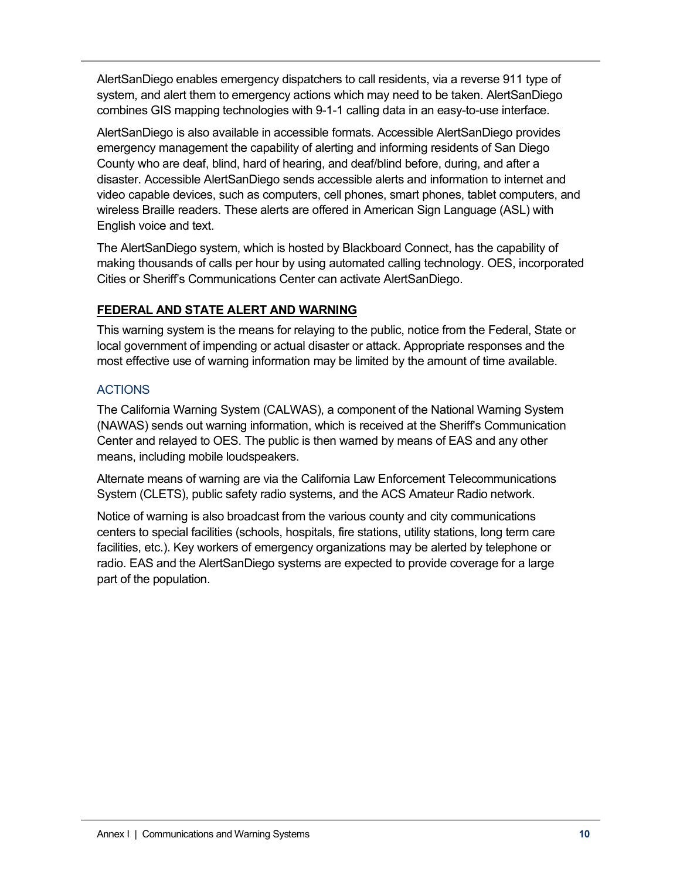AlertSanDiego enables emergency dispatchers to call residents, via a reverse 911 type of system, and alert them to emergency actions which may need to be taken. AlertSanDiego combines GIS mapping technologies with 9-1-1 calling data in an easy-to-use interface.

AlertSanDiego is also available in accessible formats. Accessible AlertSanDiego provides emergency management the capability of alerting and informing residents of San Diego County who are deaf, blind, hard of hearing, and deaf/blind before, during, and after a disaster. Accessible AlertSanDiego sends accessible alerts and information to internet and video capable devices, such as computers, cell phones, smart phones, tablet computers, and wireless Braille readers. These alerts are offered in American Sign Language (ASL) with English voice and text.

The AlertSanDiego system, which is hosted by Blackboard Connect, has the capability of making thousands of calls per hour by using automated calling technology. OES, incorporated Cities or Sheriff's Communications Center can activate AlertSanDiego.

## FEDERAL AND STATE ALERT AND WARNING

This warning system is the means for relaying to the public, notice from the Federal, State or local government of impending or actual disaster or attack. Appropriate responses and the most effective use of warning information may be limited by the amount of time available.

### ACTIONS

The California Warning System (CALWAS), a component of the National Warning System (NAWAS) sends out warning information, which is received at the Sheriff's Communication Center and relayed to OES. The public is then warned by means of EAS and any other means, including mobile loudspeakers.

Alternate means of warning are via the California Law Enforcement Telecommunications System (CLETS), public safety radio systems, and the ACS Amateur Radio network.

Notice of warning is also broadcast from the various county and city communications centers to special facilities (schools, hospitals, fire stations, utility stations, long term care facilities, etc.). Key workers of emergency organizations may be alerted by telephone or radio. EAS and the AlertSanDiego systems are expected to provide coverage for a large part of the population.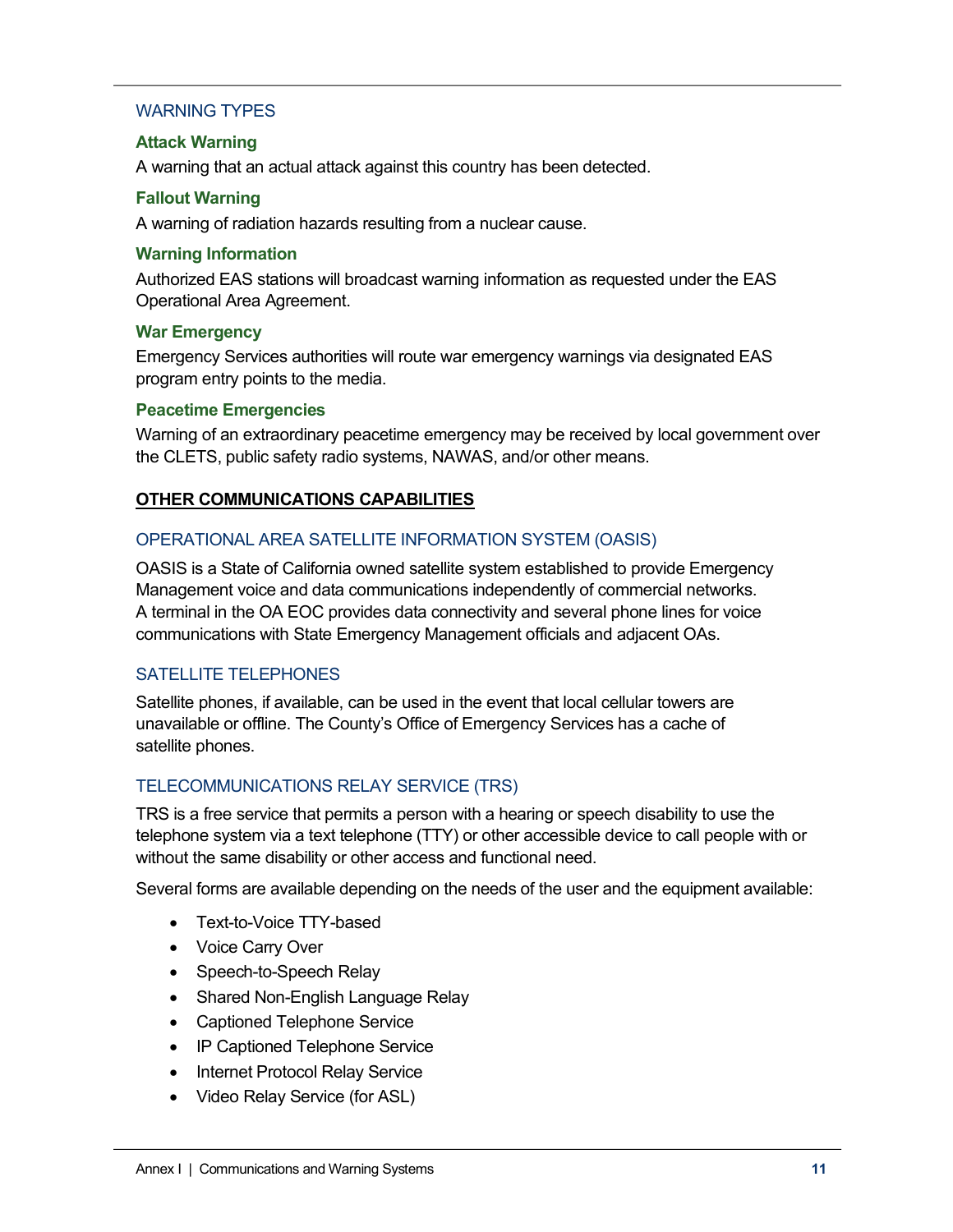### WARNING TYPES

#### Attack Warning

A warning that an actual attack against this country has been detected.

#### Fallout Warning

A warning of radiation hazards resulting from a nuclear cause.

#### Warning Information

Authorized EAS stations will broadcast warning information as requested under the EAS Operational Area Agreement.

#### War Emergency

Emergency Services authorities will route war emergency warnings via designated EAS program entry points to the media.

#### Peacetime Emergencies

Warning of an extraordinary peacetime emergency may be received by local government over the CLETS, public safety radio systems, NAWAS, and/or other means.

## OTHER COMMUNICATIONS CAPABILITIES

### OPERATIONAL AREA SATELLITE INFORMATION SYSTEM (OASIS)

OASIS is a State of California owned satellite system established to provide Emergency Management voice and data communications independently of commercial networks. A terminal in the OA EOC provides data connectivity and several phone lines for voice communications with State Emergency Management officials and adjacent OAs.

### SATELLITE TELEPHONES

Satellite phones, if available, can be used in the event that local cellular towers are unavailable or offline. The County's Office of Emergency Services has a cache of satellite phones.

### TELECOMMUNICATIONS RELAY SERVICE (TRS)

TRS is a free service that permits a person with a hearing or speech disability to use the telephone system via a text telephone (TTY) or other accessible device to call people with or without the same disability or other access and functional need.

Several forms are available depending on the needs of the user and the equipment available:

- Text-to-Voice TTY-based
- Voice Carry Over
- Speech-to-Speech Relay
- Shared Non-English Language Relay
- Captioned Telephone Service
- IP Captioned Telephone Service
- Internet Protocol Relay Service
- Video Relay Service (for ASL)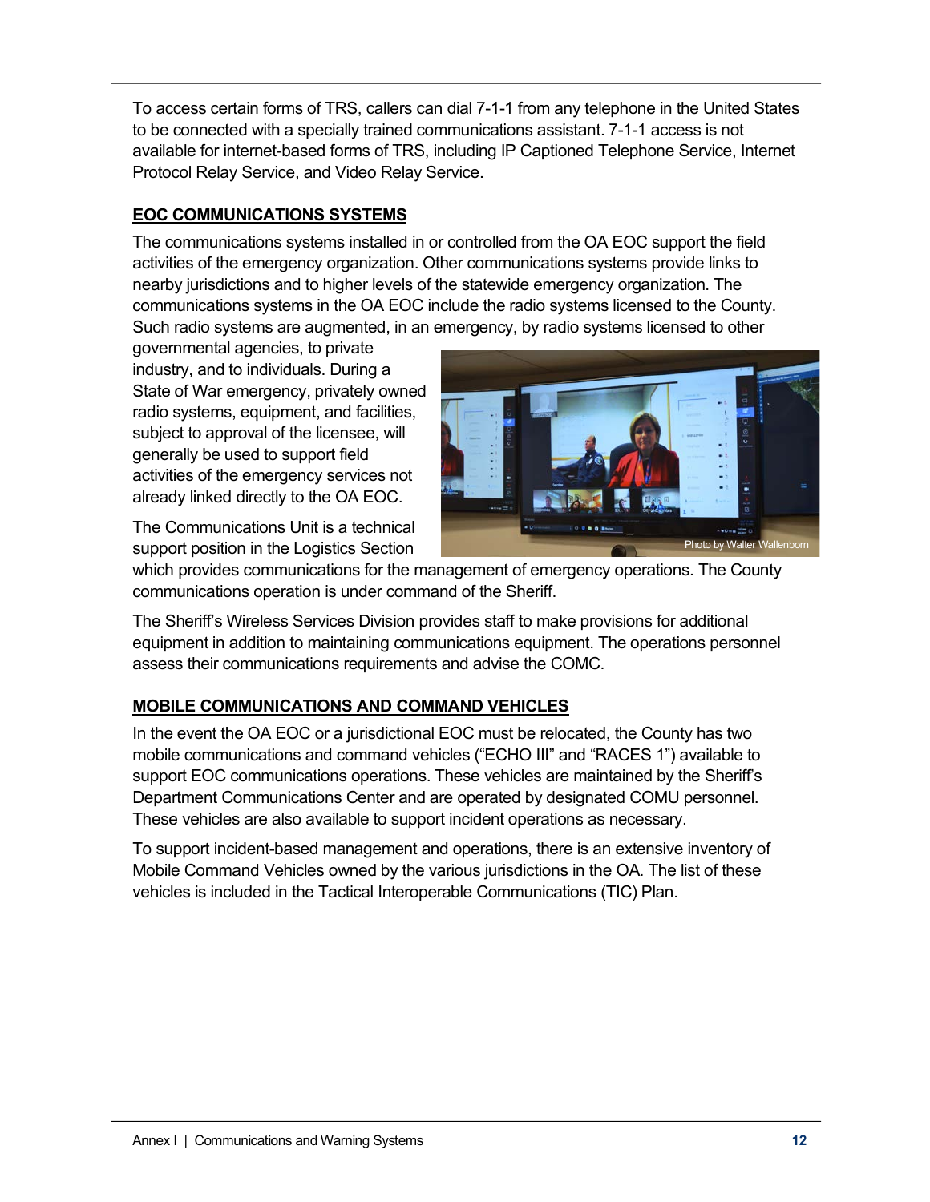To access certain forms of TRS, callers can dial 7-1-1 from any telephone in the United States to be connected with a specially trained communications assistant. 7-1-1 access is not available for internet-based forms of TRS, including IP Captioned Telephone Service, Internet Protocol Relay Service, and Video Relay Service.

## EOC COMMUNICATIONS SYSTEMS

The communications systems installed in or controlled from the OA EOC support the field activities of the emergency organization. Other communications systems provide links to nearby jurisdictions and to higher levels of the statewide emergency organization. The communications systems in the OA EOC include the radio systems licensed to the County. Such radio systems are augmented, in an emergency, by radio systems licensed to other governmental agencies, to private industry, and to individuals. During a State of War emergency, privately owned radio systems, equipment, and facilities, subject to approval of the licensee, will generally be used to support field activities of the emergency services not already linked directly to the OA EOC.

Photo by Walter Wallenborn

The Communications Unit is a technical support position in the Logistics Section which provides communications for the management of emergency operations. The County communications operation is under command of the Sheriff.

The Sheriff's Wireless Services Division provides staff to make provisions for additional equipment in addition to maintaining communications equipment. The operations personnel assess their communications requirements and advise the COMC.

## MOBILE COMMUNICATIONS AND COMMAND VEHICLES

In the event the OA EOC or a jurisdictional EOC must be relocated, the County has two mobile communications and command vehicles ("ECHO III" and "RACES 1") available to support EOC communications operations. These vehicles are maintained by the Sheriff's Department Communications Center and are operated by designated COMU personnel. These vehicles are also available to support incident operations as necessary.

To support incident-based management and operations, there is an extensive inventory of Mobile Command Vehicles owned by the various jurisdictions in the OA. The list of these vehicles is included in the Tactical Interoperable Communications (TIC) Plan.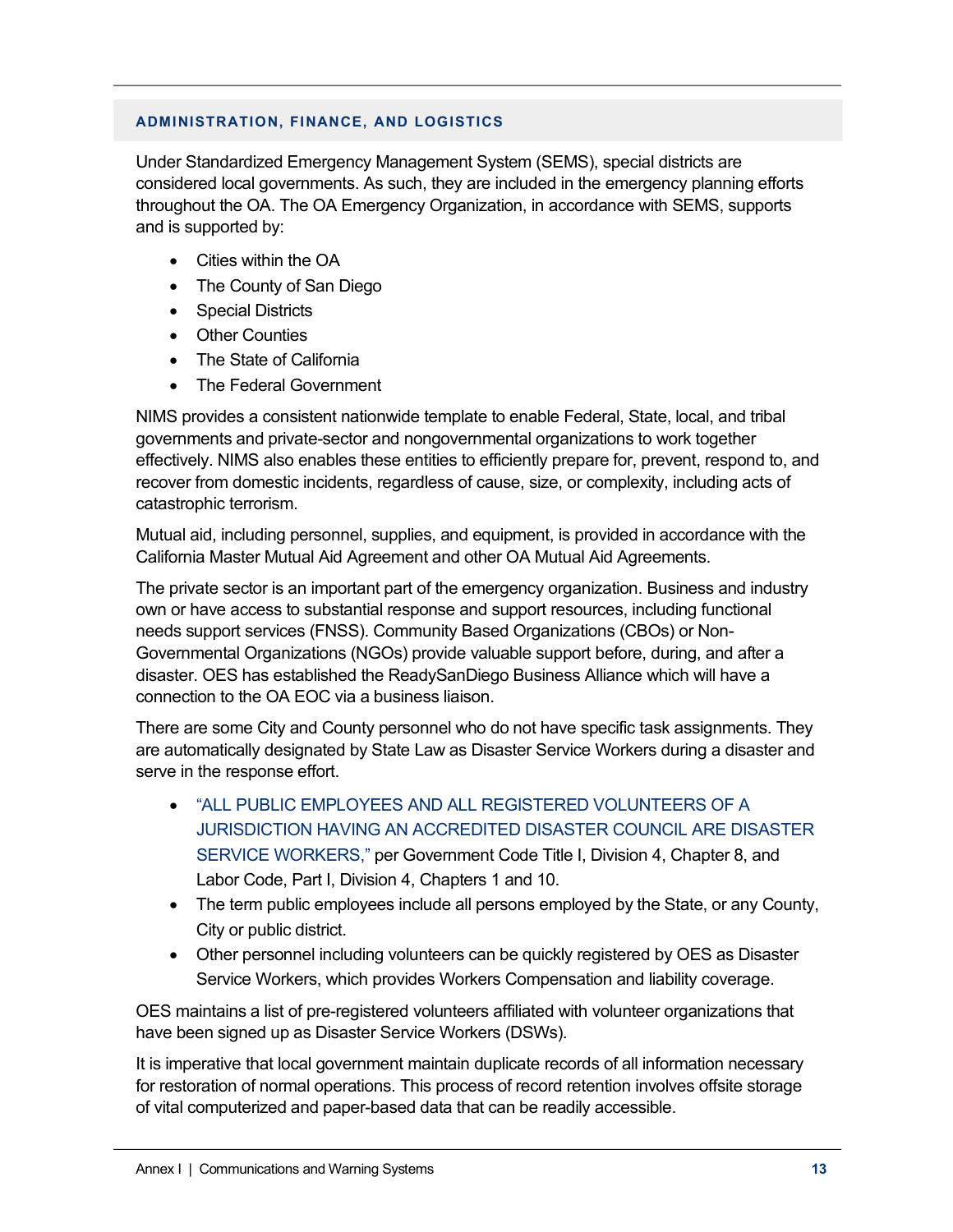## ADMINISTRATION, FINANCE, AND LOGISTICS

Under Standardized Emergency Management System (SEMS), special districts are considered local governments. As such, they are included in the emergency planning efforts throughout the OA. The OA Emergency Organization, in accordance with SEMS, supports and is supported by:

- Cities within the OA
- The County of San Diego
- Special Districts
- Other Counties
- The State of California
- The Federal Government

NIMS provides a consistent nationwide template to enable Federal, State, local, and tribal governments and private-sector and nongovernmental organizations to work together effectively. NIMS also enables these entities to efficiently prepare for, prevent, respond to, and recover from domestic incidents, regardless of cause, size, or complexity, including acts of catastrophic terrorism.

Mutual aid, including personnel, supplies, and equipment, is provided in accordance with the California Master Mutual Aid Agreement and other OA Mutual Aid Agreements.

The private sector is an important part of the emergency organization. Business and industry own or have access to substantial response and support resources, including functional needs support services (FNSS). Community Based Organizations (CBOs) or Non-Governmental Organizations (NGOs) provide valuable support before, during, and after a disaster. OES has established the ReadySanDiego Business Alliance which will have a connection to the OA EOC via a business liaison.

There are some City and County personnel who do not have specific task assignments. They are automatically designated by State Law as Disaster Service Workers during a disaster and serve in the response effort.

- "ALL PUBLIC EMPLOYEES AND ALL REGISTERED VOLUNTEERS OF A JURISDICTION HAVING AN ACCREDITED DISASTER COUNCIL ARE DISASTER SERVICE WORKERS," per Government Code Title I, Division 4, Chapter 8, and Labor Code, Part I, Division 4, Chapters 1 and 10.
- The term public employees include all persons employed by the State, or any County, City or public district.
- Other personnel including volunteers can be quickly registered by OES as Disaster Service Workers, which provides Workers Compensation and liability coverage.

OES maintains a list of pre-registered volunteers affiliated with volunteer organizations that have been signed up as Disaster Service Workers (DSWs).

It is imperative that local government maintain duplicate records of all information necessary for restoration of normal operations. This process of record retention involves offsite storage of vital computerized and paper-based data that can be readily accessible.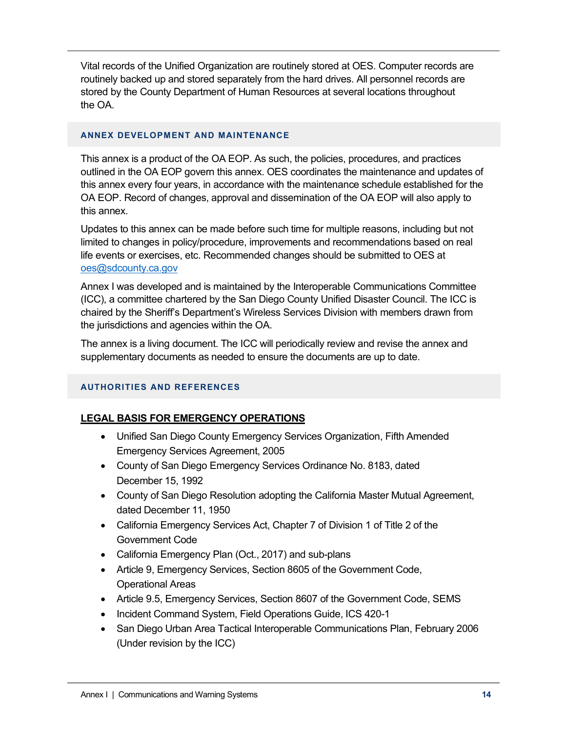Vital records of the Unified Organization are routinely stored at OES. Computer records are routinely backed up and stored separately from the hard drives. All personnel records are stored by the County Department of Human Resources at several locations throughout the OA.

## ANNEX DEVELOPMENT AND MAINTENANCE

This annex is a product of the OA EOP. As such, the policies, procedures, and practices outlined in the OA EOP govern this annex. OES coordinates the maintenance and updates of this annex every four years, in accordance with the maintenance schedule established for the OA EOP. Record of changes, approval and dissemination of the OA EOP will also apply to this annex.

Updates to this annex can be made before such time for multiple reasons, including but not limited to changes in policy/procedure, improvements and recommendations based on real life events or exercises, etc. Recommended changes should be submitted to OES at oes@sdcounty.ca.gov

Annex I was developed and is maintained by the Interoperable Communications Committee (ICC), a committee chartered by the San Diego County Unified Disaster Council. The ICC is chaired by the Sheriff's Department's Wireless Services Division with members drawn from the jurisdictions and agencies within the OA.

The annex is a living document. The ICC will periodically review and revise the annex and supplementary documents as needed to ensure the documents are up to date.

## AUTHORITIES AND REFERENCES

### LEGAL BASIS FOR EMERGENCY OPERATIONS

- Unified San Diego County Emergency Services Organization, Fifth Amended Emergency Services Agreement, 2005
- County of San Diego Emergency Services Ordinance No. 8183, dated December 15, 1992
- County of San Diego Resolution adopting the California Master Mutual Agreement, dated December 11, 1950
- California Emergency Services Act, Chapter 7 of Division 1 of Title 2 of the Government Code
- California Emergency Plan (Oct., 2017) and sub-plans
- Article 9, Emergency Services, Section 8605 of the Government Code, Operational Areas
- Article 9.5, Emergency Services, Section 8607 of the Government Code, SEMS
- Incident Command System, Field Operations Guide, ICS 420-1
- San Diego Urban Area Tactical Interoperable Communications Plan, February 2006 (Under revision by the ICC)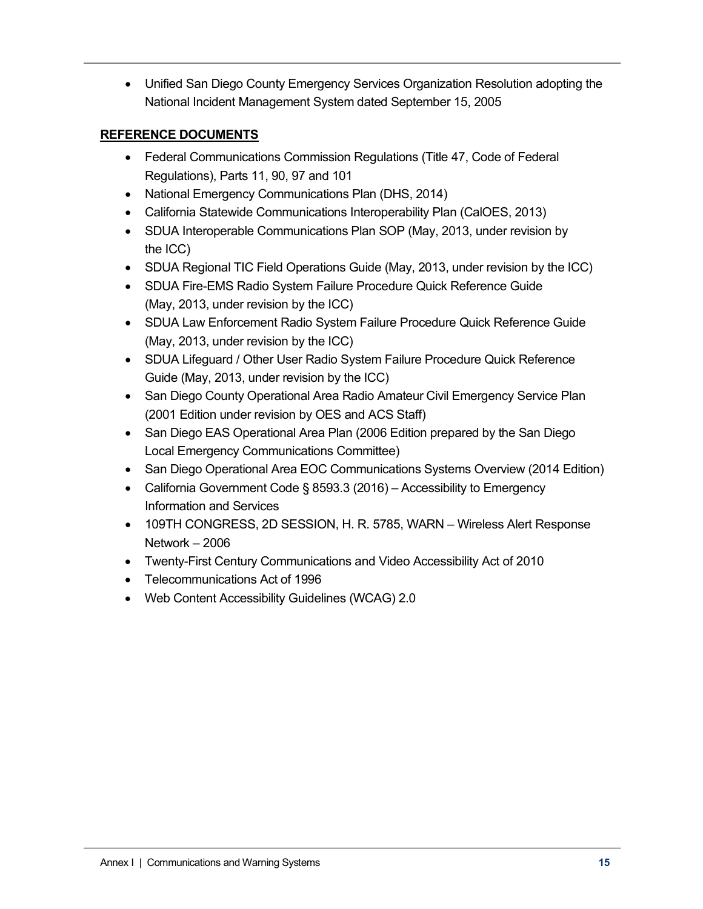- Unified San Diego County Emergency Services Organization Resolution adopting the National Incident Management System dated September 15, 2005

**REFERENCE DOCUMENTS**

- Federal Communications Commission Regulations (Title 47, Code of Federal Regulations), Parts 11, 90, 97 and 101
- National Emergency Communications Plan (DHS, 2014)
- California Statewide Communications Interoperability Plan (CalOES, 2013)
- SDUA Interoperable Communications Plan SOP (May, 2013, under revision by the ICC)
- SDUA Regional TIC Field Operations Guide (May, 2013, under revision by the ICC)
- SDUA Fire-EMS Radio System Failure Procedure Quick Reference Guide (May, 2013, under revision by the ICC)
- SDUA Law Enforcement Radio System Failure Procedure Quick Reference Guide (May, 2013, under revision by the ICC)
- SDUA Lifeguard / Other User Radio System Failure Procedure Quick Reference Guide (May, 2013, under revision by the ICC)
- San Diego County Operational Area Radio Amateur Civil Emergency Service Plan (2001 Edition under revision by OES and ACS Staff)
- San Diego EAS Operational Area Plan (2006 Edition prepared by the San Diego Local Emergency Communications Committee)
- San Diego Operational Area EOC Communications Systems Overview (2014 Edition)
- California Government Code § 8593.3 (2016) – Accessibility to Emergency Information and Services
- 109TH CONGRESS, 2D SESSION, H. R. 5785, WARN – Wireless Alert Response Network – 2006
- Twenty-First Century Communications and Video Accessibility Act of 2010
- Telecommunications Act of 1996
- Web Content Accessibility Guidelines (WCAG) 2.0